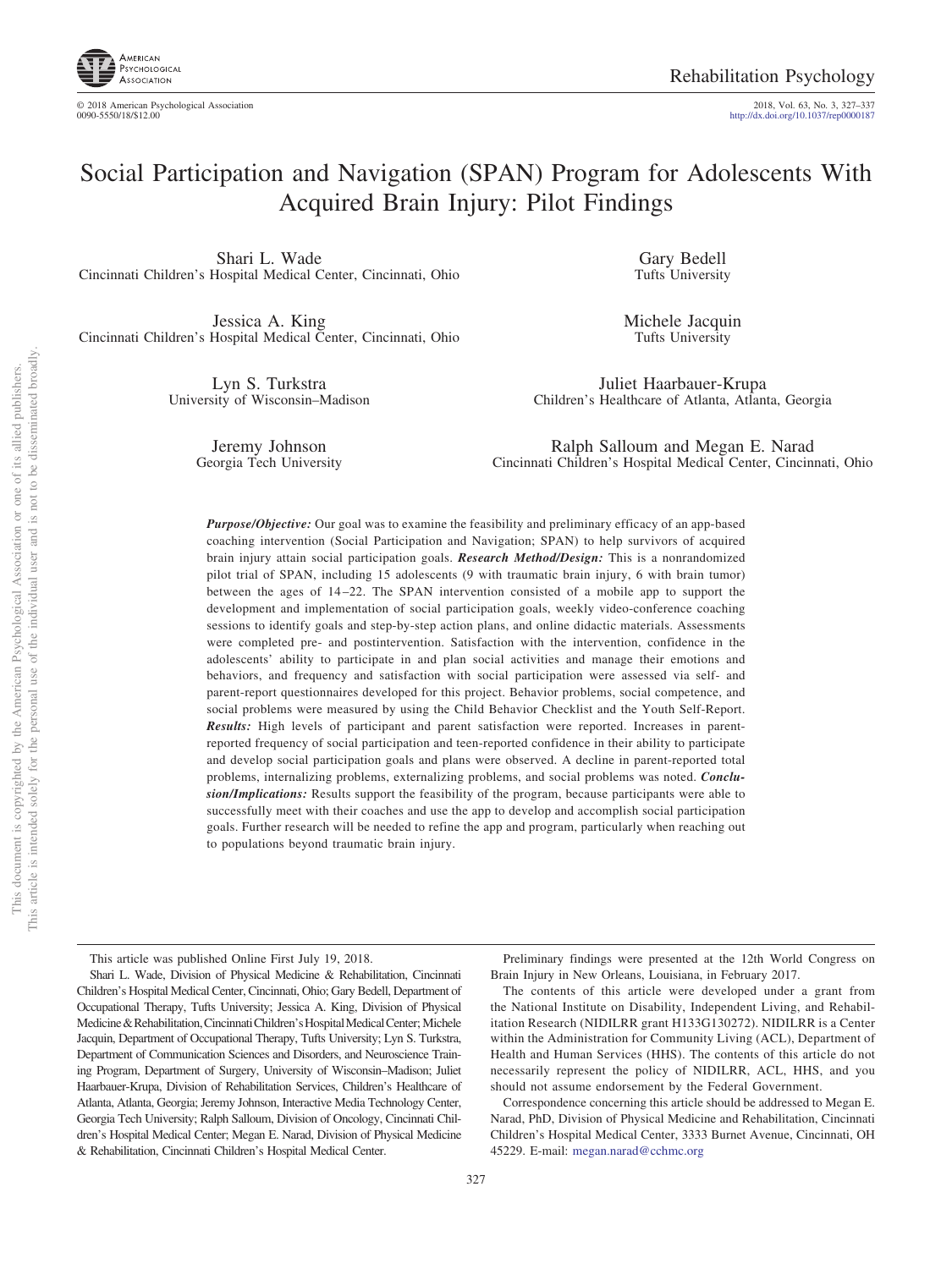# Social Participation and Navigation (SPAN) Program for Adolescents With Acquired Brain Injury: Pilot Findings

Shari L. Wade
Cincinnati Children's Hospital Medical Center, Cincinnati, Ohio

Gary Bedell
Tufts University

Jessica A. King
Cincinnati Children's Hospital Medical Center, Cincinnati, Ohio

Michele Jacquin
Tufts University

Lyn S. Turkstra
University of Wisconsin–Madison

Juliet Haarbauer-Krupa
Children's Healthcare of Atlanta, Atlanta, Georgia

Jeremy Johnson
Georgia Tech University

Ralph Salloum and Megan E. Narad
Cincinnati Children's Hospital Medical Center, Cincinnati, Ohio

***Purpose/Objective:*** Our goal was to examine the feasibility and preliminary efficacy of an app-based coaching intervention (Social Participation and Navigation; SPAN) to help survivors of acquired brain injury attain social participation goals. ***Research Method/Design:*** This is a nonrandomized pilot trial of SPAN, including 15 adolescents (9 with traumatic brain injury, 6 with brain tumor) between the ages of 14–22. The SPAN intervention consisted of a mobile app to support the development and implementation of social participation goals, weekly video-conference coaching sessions to identify goals and step-by-step action plans, and online didactic materials. Assessments were completed pre- and postintervention. Satisfaction with the intervention, confidence in the adolescents' ability to participate in and plan social activities and manage their emotions and behaviors, and frequency and satisfaction with social participation were assessed via self- and parent-report questionnaires developed for this project. Behavior problems, social competence, and social problems were measured by using the Child Behavior Checklist and the Youth Self-Report. ***Results:*** High levels of participant and parent satisfaction were reported. Increases in parent-reported frequency of social participation and teen-reported confidence in their ability to participate and develop social participation goals and plans were observed. A decline in parent-reported total problems, internalizing problems, externalizing problems, and social problems was noted. ***Conclusion/Implications:*** Results support the feasibility of the program, because participants were able to successfully meet with their coaches and use the app to develop and accomplish social participation goals. Further research will be needed to refine the app and program, particularly when reaching out to populations beyond traumatic brain injury.

This article was published Online First July 19, 2018.

Shari L. Wade, Division of Physical Medicine & Rehabilitation, Cincinnati Children's Hospital Medical Center, Cincinnati, Ohio; Gary Bedell, Department of Occupational Therapy, Tufts University; Jessica A. King, Division of Physical Medicine & Rehabilitation, Cincinnati Children's Hospital Medical Center; Michele Jacquin, Department of Occupational Therapy, Tufts University; Lyn S. Turkstra, Department of Communication Sciences and Disorders, and Neuroscience Training Program, Department of Surgery, University of Wisconsin–Madison; Juliet Haarbauer-Krupa, Division of Rehabilitation Services, Children's Healthcare of Atlanta, Atlanta, Georgia; Jeremy Johnson, Interactive Media Technology Center, Georgia Tech University; Ralph Salloum, Division of Oncology, Cincinnati Children's Hospital Medical Center; Megan E. Narad, Division of Physical Medicine & Rehabilitation, Cincinnati Children's Hospital Medical Center.

Preliminary findings were presented at the 12th World Congress on Brain Injury in New Orleans, Louisiana, in February 2017.

The contents of this article were developed under a grant from the National Institute on Disability, Independent Living, and Rehabilitation Research (NIDILRR grant H133G130272). NIDILRR is a Center within the Administration for Community Living (ACL), Department of Health and Human Services (HHS). The contents of this article do not necessarily represent the policy of NIDILRR, ACL, HHS, and you should not assume endorsement by the Federal Government.

Correspondence concerning this article should be addressed to Megan E. Narad, PhD, Division of Physical Medicine and Rehabilitation, Cincinnati Children's Hospital Medical Center, 3333 Burnet Avenue, Cincinnati, OH 45229. E-mail: megan.narad@cchmc.org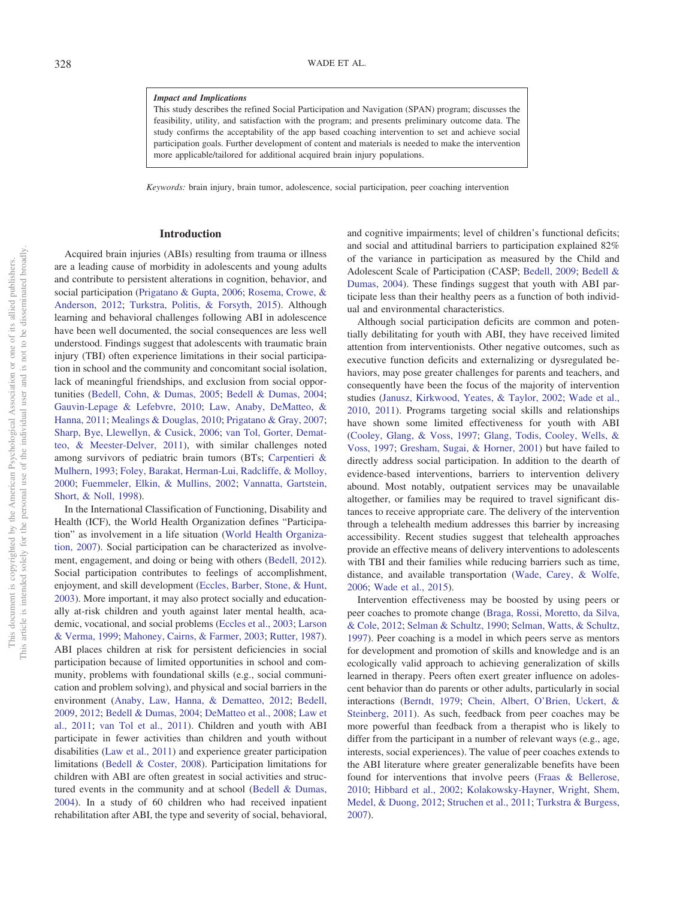**Impact and Implications**

This study describes the refined Social Participation and Navigation (SPAN) program; discusses the feasibility, utility, and satisfaction with the program; and presents preliminary outcome data. The study confirms the acceptability of the app based coaching intervention to set and achieve social participation goals. Further development of content and materials is needed to make the intervention more applicable/tailored for additional acquired brain injury populations.

*Keywords:* brain injury, brain tumor, adolescence, social participation, peer coaching intervention

## Introduction

Acquired brain injuries (ABIs) resulting from trauma or illness are a leading cause of morbidity in adolescents and young adults and contribute to persistent alterations in cognition, behavior, and social participation (Prigatano & Gupta, 2006; Rosema, Crowe, & Anderson, 2012; Turkstra, Politis, & Forsyth, 2015). Although learning and behavioral challenges following ABI in adolescence have been well documented, the social consequences are less well understood. Findings suggest that adolescents with traumatic brain injury (TBI) often experience limitations in their social participation in school and the community and concomitant social isolation, lack of meaningful friendships, and exclusion from social opportunities (Bedell, Cohn, & Dumas, 2005; Bedell & Dumas, 2004; Gauvin-Lepage & Lefebvre, 2010; Law, Anaby, DeMatteo, & Hanna, 2011; Mealings & Douglas, 2010; Prigatano & Gray, 2007; Sharp, Bye, Llewellyn, & Cusick, 2006; van Tol, Gorter, Dematteo, & Meester-Delver, 2011), with similar challenges noted among survivors of pediatric brain tumors (BTs; Carpentieri & Mulhern, 1993; Foley, Barakat, Herman-Lui, Radcliffe, & Molloy, 2000; Fuemmeler, Elkin, & Mullins, 2002; Vannatta, Gartstein, Short, & Noll, 1998).

In the International Classification of Functioning, Disability and Health (ICF), the World Health Organization defines "Participation" as involvement in a life situation (World Health Organization, 2007). Social participation can be characterized as involvement, engagement, and doing or being with others (Bedell, 2012). Social participation contributes to feelings of accomplishment, enjoyment, and skill development (Eccles, Barber, Stone, & Hunt, 2003). More important, it may also protect socially and educationally at-risk children and youth against later mental health, academic, vocational, and social problems (Eccles et al., 2003; Larson & Verma, 1999; Mahoney, Cairns, & Farmer, 2003; Rutter, 1987). ABI places children at risk for persistent deficiencies in social participation because of limited opportunities in school and community, problems with foundational skills (e.g., social communication and problem solving), and physical and social barriers in the environment (Anaby, Law, Hanna, & Dematteo, 2012; Bedell, 2009, 2012; Bedell & Dumas, 2004; DeMatteo et al., 2008; Law et al., 2011; van Tol et al., 2011). Children and youth with ABI participate in fewer activities than children and youth without disabilities (Law et al., 2011) and experience greater participation limitations (Bedell & Coster, 2008). Participation limitations for children with ABI are often greatest in social activities and structured events in the community and at school (Bedell & Dumas, 2004). In a study of 60 children who had received inpatient rehabilitation after ABI, the type and severity of social, behavioral, and cognitive impairments; level of children's functional deficits; and social and attitudinal barriers to participation explained 82% of the variance in participation as measured by the Child and Adolescent Scale of Participation (CASP; Bedell, 2009; Bedell & Dumas, 2004). These findings suggest that youth with ABI participate less than their healthy peers as a function of both individual and environmental characteristics.

Although social participation deficits are common and potentially debilitating for youth with ABI, they have received limited attention from interventionists. Other negative outcomes, such as executive function deficits and externalizing or dysregulated behaviors, may pose greater challenges for parents and teachers, and consequently have been the focus of the majority of intervention studies (Janusz, Kirkwood, Yeates, & Taylor, 2002; Wade et al., 2010, 2011). Programs targeting social skills and relationships have shown some limited effectiveness for youth with ABI (Cooley, Glang, & Voss, 1997; Glang, Todis, Cooley, Wells, & Voss, 1997; Gresham, Sugai, & Horner, 2001) but have failed to directly address social participation. In addition to the dearth of evidence-based interventions, barriers to intervention delivery abound. Most notably, outpatient services may be unavailable altogether, or families may be required to travel significant distances to receive appropriate care. The delivery of the intervention through a telehealth medium addresses this barrier by increasing accessibility. Recent studies suggest that telehealth approaches provide an effective means of delivery interventions to adolescents with TBI and their families while reducing barriers such as time, distance, and available transportation (Wade, Carey, & Wolfe, 2006; Wade et al., 2015).

Intervention effectiveness may be boosted by using peers or peer coaches to promote change (Braga, Rossi, Moretto, da Silva, & Cole, 2012; Selman & Schultz, 1990; Selman, Watts, & Schultz, 1997). Peer coaching is a model in which peers serve as mentors for development and promotion of skills and knowledge and is an ecologically valid approach to achieving generalization of skills learned in therapy. Peers often exert greater influence on adolescent behavior than do parents or other adults, particularly in social interactions (Berndt, 1979; Chein, Albert, O'Brien, Uckert, & Steinberg, 2011). As such, feedback from peer coaches may be more powerful than feedback from a therapist who is likely to differ from the participant in a number of relevant ways (e.g., age, interests, social experiences). The value of peer coaches extends to the ABI literature where greater generalizable benefits have been found for interventions that involve peers (Fraas & Bellerose, 2010; Hibbard et al., 2002; Kolakowsky-Hayner, Wright, Shem, Medel, & Duong, 2012; Struchen et al., 2011; Turkstra & Burgess, 2007).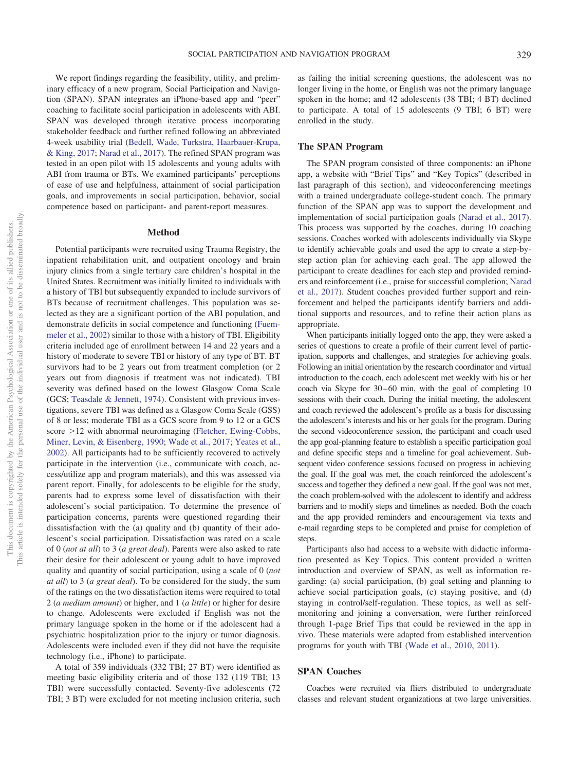We report findings regarding the feasibility, utility, and preliminary efficacy of a new program, Social Participation and Navigation (SPAN). SPAN integrates an iPhone-based app and "peer" coaching to facilitate social participation in adolescents with ABI. SPAN was developed through iterative process incorporating stakeholder feedback and further refined following an abbreviated 4-week usability trial (Bedell, Wade, Turkstra, Haarbauer-Krupa, & King, 2017; Narad et al., 2017). The refined SPAN program was tested in an open pilot with 15 adolescents and young adults with ABI from trauma or BTs. We examined participants' perceptions of ease of use and helpfulness, attainment of social participation goals, and improvements in social participation, behavior, social competence based on participant- and parent-report measures.

## Method

Potential participants were recruited using Trauma Registry, the inpatient rehabilitation unit, and outpatient oncology and brain injury clinics from a single tertiary care children's hospital in the United States. Recruitment was initially limited to individuals with a history of TBI but subsequently expanded to include survivors of BTs because of recruitment challenges. This population was selected as they are a significant portion of the ABI population, and demonstrate deficits in social competence and functioning (Fuemmeler et al., 2002) similar to those with a history of TBI. Eligibility criteria included age of enrollment between 14 and 22 years and a history of moderate to severe TBI or history of any type of BT. BT survivors had to be 2 years out from treatment completion (or 2 years out from diagnosis if treatment was not indicated). TBI severity was defined based on the lowest Glasgow Coma Scale (GCS; Teasdale & Jennett, 1974). Consistent with previous investigations, severe TBI was defined as a Glasgow Coma Scale (GSS) of 8 or less; moderate TBI as a GCS score from 9 to 12 or a GCS score >12 with abnormal neuroimaging (Fletcher, Ewing-Cobbs, Miner, Levin, & Eisenberg, 1990; Wade et al., 2017; Yeates et al., 2002). All participants had to be sufficiently recovered to actively participate in the intervention (i.e., communicate with coach, access/utilize app and program materials), and this was assessed via parent report. Finally, for adolescents to be eligible for the study, parents had to express some level of dissatisfaction with their adolescent's social participation. To determine the presence of participation concerns, parents were questioned regarding their dissatisfaction with the (a) quality and (b) quantity of their adolescent's social participation. Dissatisfaction was rated on a scale of 0 (*not at all*) to 3 (*a great deal*). Parents were also asked to rate their desire for their adolescent or young adult to have improved quality and quantity of social participation, using a scale of 0 (*not at all*) to 3 (*a great deal*). To be considered for the study, the sum of the ratings on the two dissatisfaction items were required to total 2 (*a medium amount*) or higher, and 1 (*a little*) or higher for desire to change. Adolescents were excluded if English was not the primary language spoken in the home or if the adolescent had a psychiatric hospitalization prior to the injury or tumor diagnosis. Adolescents were included even if they did not have the requisite technology (i.e., iPhone) to participate.

A total of 359 individuals (332 TBI; 27 BT) were identified as meeting basic eligibility criteria and of those 132 (119 TBI; 13 TBI) were successfully contacted. Seventy-five adolescents (72 TBI; 3 BT) were excluded for not meeting inclusion criteria, such as failing the initial screening questions, the adolescent was no longer living in the home, or English was not the primary language spoken in the home; and 42 adolescents (38 TBI; 4 BT) declined to participate. A total of 15 adolescents (9 TBI; 6 BT) were enrolled in the study.

### The SPAN Program

The SPAN program consisted of three components: an iPhone app, a website with "Brief Tips" and "Key Topics" (described in last paragraph of this section), and videoconferencing meetings with a trained undergraduate college-student coach. The primary function of the SPAN app was to support the development and implementation of social participation goals (Narad et al., 2017). This process was supported by the coaches, during 10 coaching sessions. Coaches worked with adolescents individually via Skype to identify achievable goals and used the app to create a step-by-step action plan for achieving each goal. The app allowed the participant to create deadlines for each step and provided reminders and reinforcement (i.e., praise for successful completion; Narad et al., 2017). Student coaches provided further support and reinforcement and helped the participants identify barriers and additional supports and resources, and to refine their action plans as appropriate.

When participants initially logged onto the app, they were asked a series of questions to create a profile of their current level of participation, supports and challenges, and strategies for achieving goals. Following an initial orientation by the research coordinator and virtual introduction to the coach, each adolescent met weekly with his or her coach via Skype for 30–60 min, with the goal of completing 10 sessions with their coach. During the initial meeting, the adolescent and coach reviewed the adolescent's profile as a basis for discussing the adolescent's interests and his or her goals for the program. During the second videoconference session, the participant and coach used the app goal-planning feature to establish a specific participation goal and define specific steps and a timeline for goal achievement. Subsequent video conference sessions focused on progress in achieving the goal. If the goal was met, the coach reinforced the adolescent's success and together they defined a new goal. If the goal was not met, the coach problem-solved with the adolescent to identify and address barriers and to modify steps and timelines as needed. Both the coach and the app provided reminders and encouragement via texts and e-mail regarding steps to be completed and praise for completion of steps.

Participants also had access to a website with didactic information presented as Key Topics. This content provided a written introduction and overview of SPAN, as well as information regarding: (a) social participation, (b) goal setting and planning to achieve social participation goals, (c) staying positive, and (d) staying in control/self-regulation. These topics, as well as self-monitoring and joining a conversation, were further reinforced through 1-page Brief Tips that could be reviewed in the app in vivo. These materials were adapted from established intervention programs for youth with TBI (Wade et al., 2010, 2011).

### SPAN Coaches

Coaches were recruited via fliers distributed to undergraduate classes and relevant student organizations at two large universities.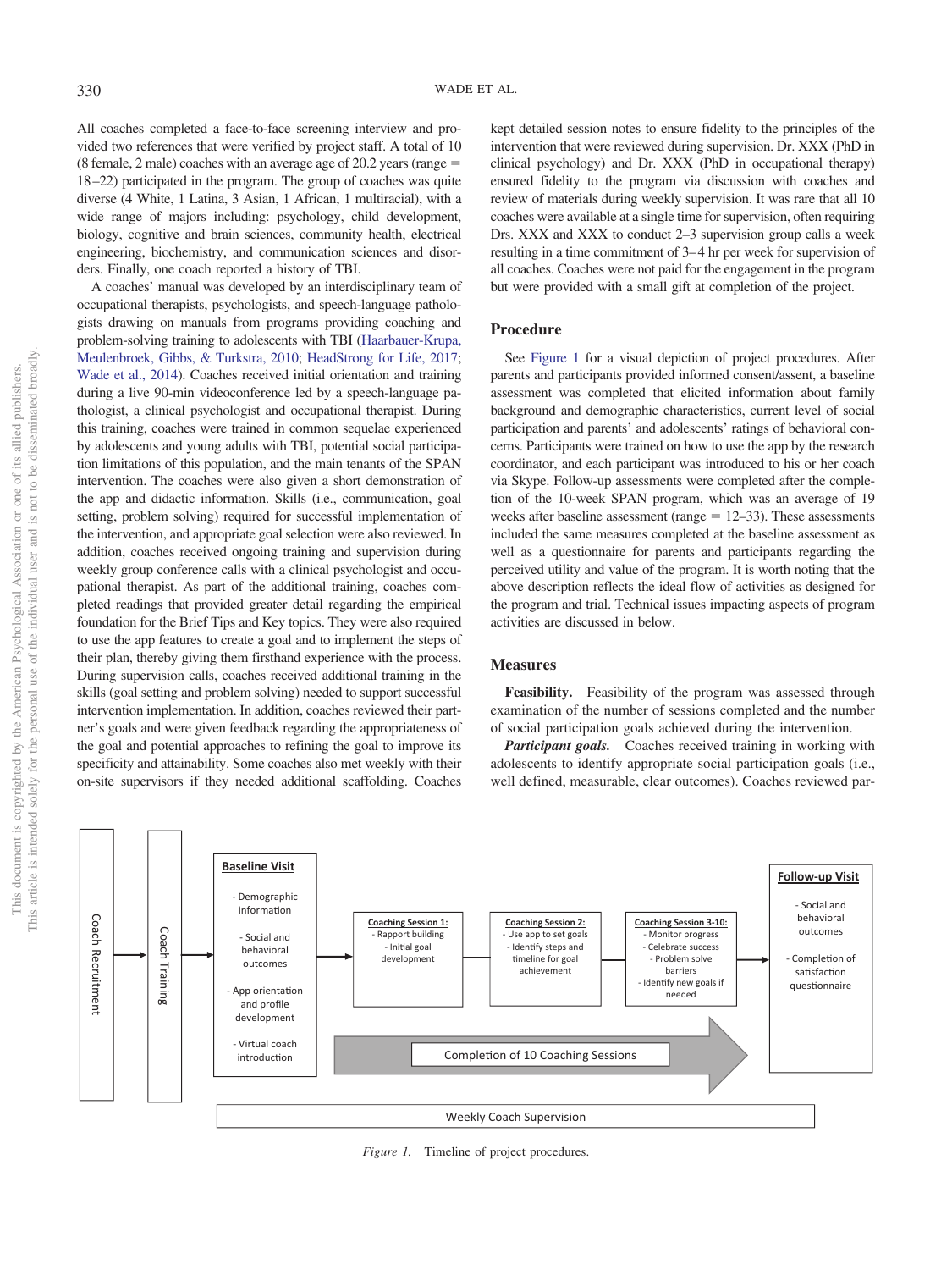All coaches completed a face-to-face screening interview and provided two references that were verified by project staff. A total of 10 (8 female, 2 male) coaches with an average age of 20.2 years (range = 18–22) participated in the program. The group of coaches was quite diverse (4 White, 1 Latina, 3 Asian, 1 African, 1 multiracial), with a wide range of majors including: psychology, child development, biology, cognitive and brain sciences, community health, electrical engineering, biochemistry, and communication sciences and disorders. Finally, one coach reported a history of TBI.

A coaches' manual was developed by an interdisciplinary team of occupational therapists, psychologists, and speech-language pathologists drawing on manuals from programs providing coaching and problem-solving training to adolescents with TBI (Haarbauer-Krupa, Meulenbroek, Gibbs, & Turkstra, 2010; HeadStrong for Life, 2017; Wade et al., 2014). Coaches received initial orientation and training during a live 90-min videoconference led by a speech-language pathologist, a clinical psychologist and occupational therapist. During this training, coaches were trained in common sequelae experienced by adolescents and young adults with TBI, potential social participation limitations of this population, and the main tenants of the SPAN intervention. The coaches were also given a short demonstration of the app and didactic information. Skills (i.e., communication, goal setting, problem solving) required for successful implementation of the intervention, and appropriate goal selection were also reviewed. In addition, coaches received ongoing training and supervision during weekly group conference calls with a clinical psychologist and occupational therapist. As part of the additional training, coaches completed readings that provided greater detail regarding the empirical foundation for the Brief Tips and Key topics. They were also required to use the app features to create a goal and to implement the steps of their plan, thereby giving them firsthand experience with the process. During supervision calls, coaches received additional training in the skills (goal setting and problem solving) needed to support successful intervention implementation. In addition, coaches reviewed their partner's goals and were given feedback regarding the appropriateness of the goal and potential approaches to refining the goal to improve its specificity and attainability. Some coaches also met weekly with their on-site supervisors if they needed additional scaffolding. Coaches kept detailed session notes to ensure fidelity to the principles of the intervention that were reviewed during supervision. Dr. XXX (PhD in clinical psychology) and Dr. XXX (PhD in occupational therapy) ensured fidelity to the program via discussion with coaches and review of materials during weekly supervision. It was rare that all 10 coaches were available at a single time for supervision, often requiring Drs. XXX and XXX to conduct 2–3 supervision group calls a week resulting in a time commitment of 3–4 hr per week for supervision of all coaches. Coaches were not paid for the engagement in the program but were provided with a small gift at completion of the project.

## Procedure

See Figure 1 for a visual depiction of project procedures. After parents and participants provided informed consent/assent, a baseline assessment was completed that elicited information about family background and demographic characteristics, current level of social participation and parents' and adolescents' ratings of behavioral concerns. Participants were trained on how to use the app by the research coordinator, and each participant was introduced to his or her coach via Skype. Follow-up assessments were completed after the completion of the 10-week SPAN program, which was an average of 19 weeks after baseline assessment (range = 12–33). These assessments included the same measures completed at the baseline assessment as well as a questionnaire for parents and participants regarding the perceived utility and value of the program. It is worth noting that the above description reflects the ideal flow of activities as designed for the program and trial. Technical issues impacting aspects of program activities are discussed in below.

## Measures

**Feasibility.** Feasibility of the program was assessed through examination of the number of sessions completed and the number of social participation goals achieved during the intervention.

***Participant goals.*** Coaches received training in working with adolescents to identify appropriate social participation goals (i.e., well defined, measurable, clear outcomes). Coaches reviewed par-

Coach Recruitment → Coach Training → **Baseline Visit**: - Demographic information; - Social and behavioral outcomes; - App orientation and profile development; - Virtual coach introduction → **Coaching Session 1:** - Rapport building; - Initial goal development → **Coaching Session 2:** - Use app to set goals; - Identify steps and timeline for goal achievement → **Coaching Session 3-10:** - Monitor progress; - Celebrate success; - Problem solve barriers; - Identify new goals if needed → **Follow-up Visit**: - Social and behavioral outcomes; - Completion of satisfaction questionnaire

Completion of 10 Coaching Sessions

Weekly Coach Supervision

*Figure 1.* Timeline of project procedures.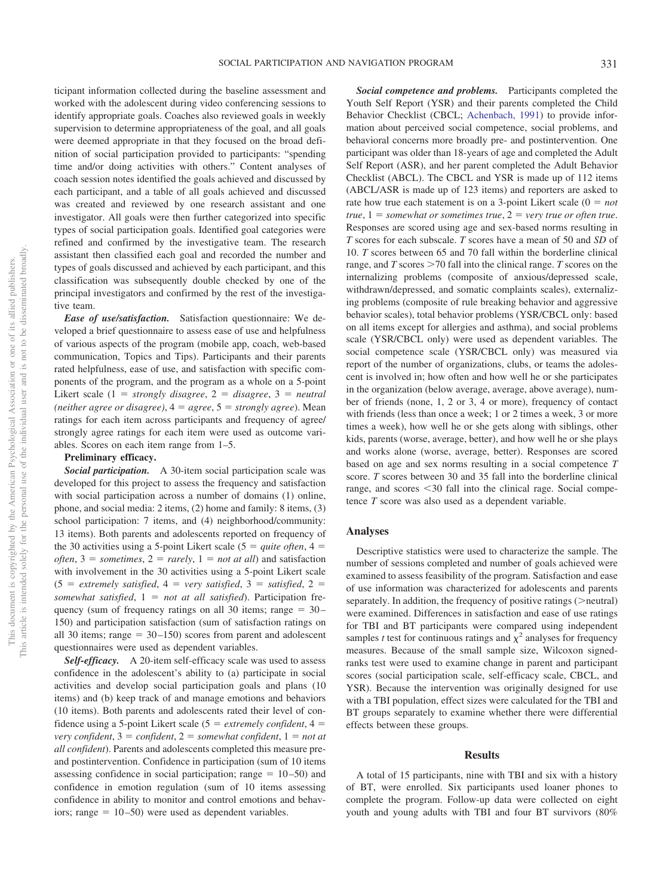ticipant information collected during the baseline assessment and worked with the adolescent during video conferencing sessions to identify appropriate goals. Coaches also reviewed goals in weekly supervision to determine appropriateness of the goal, and all goals were deemed appropriate in that they focused on the broad definition of social participation provided to participants: "spending time and/or doing activities with others." Content analyses of coach session notes identified the goals achieved and discussed by each participant, and a table of all goals achieved and discussed was created and reviewed by one research assistant and one investigator. All goals were then further categorized into specific types of social participation goals. Identified goal categories were refined and confirmed by the investigative team. The research assistant then classified each goal and recorded the number and types of goals discussed and achieved by each participant, and this classification was subsequently double checked by one of the principal investigators and confirmed by the rest of the investigative team.

***Ease of use/satisfaction.*** Satisfaction questionnaire: We developed a brief questionnaire to assess ease of use and helpfulness of various aspects of the program (mobile app, coach, web-based communication, Topics and Tips). Participants and their parents rated helpfulness, ease of use, and satisfaction with specific components of the program, and the program as a whole on a 5-point Likert scale (1 = *strongly disagree*, 2 = *disagree*, 3 = *neutral (neither agree or disagree)*, 4 = *agree*, 5 = *strongly agree*). Mean ratings for each item across participants and frequency of agree/strongly agree ratings for each item were used as outcome variables. Scores on each item range from 1–5.

**Preliminary efficacy.**

***Social participation.*** A 30-item social participation scale was developed for this project to assess the frequency and satisfaction with social participation across a number of domains (1) online, phone, and social media: 2 items, (2) home and family: 8 items, (3) school participation: 7 items, and (4) neighborhood/community: 13 items). Both parents and adolescents reported on frequency of the 30 activities using a 5-point Likert scale (5 = *quite often*, 4 = *often*, 3 = *sometimes*, 2 = *rarely*, 1 = *not at all*) and satisfaction with involvement in the 30 activities using a 5-point Likert scale (5 = *extremely satisfied*, 4 = *very satisfied*, 3 = *satisfied*, 2 = *somewhat satisfied*, 1 = *not at all satisfied*). Participation frequency (sum of frequency ratings on all 30 items; range = 30–150) and participation satisfaction (sum of satisfaction ratings on all 30 items; range = 30–150) scores from parent and adolescent questionnaires were used as dependent variables.

***Self-efficacy.*** A 20-item self-efficacy scale was used to assess confidence in the adolescent's ability to (a) participate in social activities and develop social participation goals and plans (10 items) and (b) keep track of and manage emotions and behaviors (10 items). Both parents and adolescents rated their level of confidence using a 5-point Likert scale (5 = *extremely confident*, 4 = *very confident*, 3 = *confident*, 2 = *somewhat confident*, 1 = *not at all confident*). Parents and adolescents completed this measure pre- and postintervention. Confidence in participation (sum of 10 items assessing confidence in social participation; range = 10–50) and confidence in emotion regulation (sum of 10 items assessing confidence in ability to monitor and control emotions and behaviors; range = 10–50) were used as dependent variables.

***Social competence and problems.*** Participants completed the Youth Self Report (YSR) and their parents completed the Child Behavior Checklist (CBCL; Achenbach, 1991) to provide information about perceived social competence, social problems, and behavioral concerns more broadly pre- and postintervention. One participant was older than 18-years of age and completed the Adult Self Report (ASR), and her parent completed the Adult Behavior Checklist (ABCL). The CBCL and YSR is made up of 112 items (ABCL/ASR is made up of 123 items) and reporters are asked to rate how true each statement is on a 3-point Likert scale (0 = *not true*, 1 = *somewhat or sometimes true*, 2 = *very true or often true*. Responses are scored using age and sex-based norms resulting in *T* scores for each subscale. *T* scores have a mean of 50 and *SD* of 10. *T* scores between 65 and 70 fall within the borderline clinical range, and *T* scores >70 fall into the clinical range. *T* scores on the internalizing problems (composite of anxious/depressed scale, withdrawn/depressed, and somatic complaints scales), externalizing problems (composite of rule breaking behavior and aggressive behavior scales), total behavior problems (YSR/CBCL only: based on all items except for allergies and asthma), and social problems scale (YSR/CBCL only) were used as dependent variables. The social competence scale (YSR/CBCL only) was measured via report of the number of organizations, clubs, or teams the adolescent is involved in; how often and how well he or she participates in the organization (below average, average, above average), number of friends (none, 1, 2 or 3, 4 or more), frequency of contact with friends (less than once a week; 1 or 2 times a week, 3 or more times a week), how well he or she gets along with siblings, other kids, parents (worse, average, better), and how well he or she plays and works alone (worse, average, better). Responses are scored based on age and sex norms resulting in a social competence *T* score. *T* scores between 30 and 35 fall into the borderline clinical range, and scores <30 fall into the clinical rage. Social competence *T* score was also used as a dependent variable.

## Analyses

Descriptive statistics were used to characterize the sample. The number of sessions completed and number of goals achieved were examined to assess feasibility of the program. Satisfaction and ease of use information was characterized for adolescents and parents separately. In addition, the frequency of positive ratings (>neutral) were examined. Differences in satisfaction and ease of use ratings for TBI and BT participants were compared using independent samples *t* test for continuous ratings and $\chi^2$ analyses for frequency measures. Because of the small sample size, Wilcoxon signed-ranks test were used to examine change in parent and participant scores (social participation scale, self-efficacy scale, CBCL, and YSR). Because the intervention was originally designed for use with a TBI population, effect sizes were calculated for the TBI and BT groups separately to examine whether there were differential effects between these groups.

## Results

A total of 15 participants, nine with TBI and six with a history of BT, were enrolled. Six participants used loaner phones to complete the program. Follow-up data were collected on eight youth and young adults with TBI and four BT survivors (80%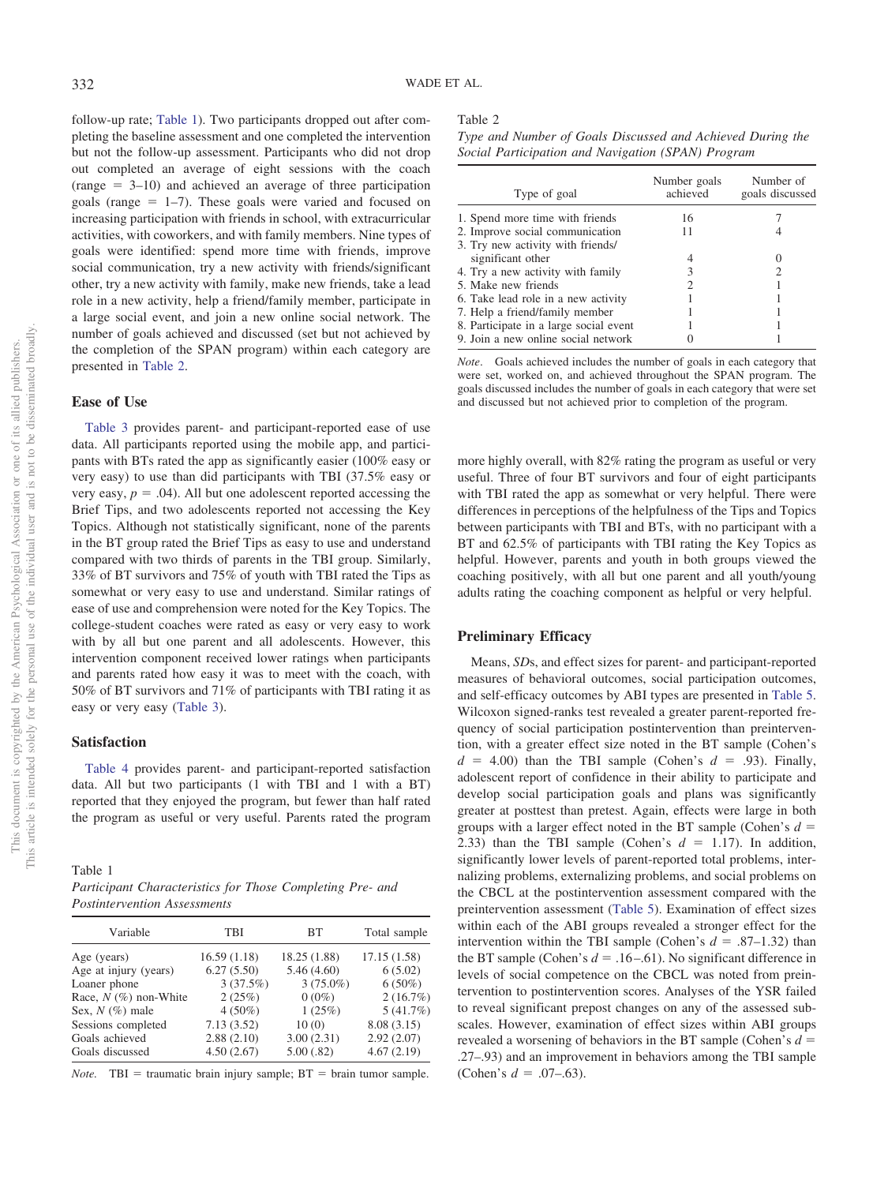follow-up rate; Table 1). Two participants dropped out after completing the baseline assessment and one completed the intervention but not the follow-up assessment. Participants who did not drop out completed an average of eight sessions with the coach (range = 3–10) and achieved an average of three participation goals (range = 1–7). These goals were varied and focused on increasing participation with friends in school, with extracurricular activities, with coworkers, and with family members. Nine types of goals were identified: spend more time with friends, improve social communication, try a new activity with friends/significant other, try a new activity with family, make new friends, take a lead role in a new activity, help a friend/family member, participate in a large social event, and join a new online social network. The number of goals achieved and discussed (set but not achieved by the completion of the SPAN program) within each category are presented in Table 2.

## Ease of Use

Table 3 provides parent- and participant-reported ease of use data. All participants reported using the mobile app, and participants with BTs rated the app as significantly easier (100% easy or very easy) to use than did participants with TBI (37.5% easy or very easy, $p = .04$). All but one adolescent reported accessing the Brief Tips, and two adolescents reported not accessing the Key Topics. Although not statistically significant, none of the parents in the BT group rated the Brief Tips as easy to use and understand compared with two thirds of parents in the TBI group. Similarly, 33% of BT survivors and 75% of youth with TBI rated the Tips as somewhat or very easy to use and understand. Similar ratings of ease of use and comprehension were noted for the Key Topics. The college-student coaches were rated as easy or very easy to work with by all but one parent and all adolescents. However, this intervention component received lower ratings when participants and parents rated how easy it was to meet with the coach, with 50% of BT survivors and 71% of participants with TBI rating it as easy or very easy (Table 3).

## Satisfaction

Table 4 provides parent- and participant-reported satisfaction data. All but two participants (1 with TBI and 1 with a BT) reported that they enjoyed the program, but fewer than half rated the program as useful or very useful. Parents rated the program more highly overall, with 82% rating the program as useful or very useful. Three of four BT survivors and four of eight participants with TBI rated the app as somewhat or very helpful. There were differences in perceptions of the helpfulness of the Tips and Topics between participants with TBI and BTs, with no participant with a BT and 62.5% of participants with TBI rating the Key Topics as helpful. However, parents and youth in both groups viewed the coaching positively, with all but one parent and all youth/young adults rating the coaching component as helpful or very helpful.

Table 1
*Participant Characteristics for Those Completing Pre- and Postintervention Assessments*

| Variable | TBI | BT | Total sample |
|---|---|---|---|
| Age (years) | 16.59 (1.18) | 18.25 (1.88) | 17.15 (1.58) |
| Age at injury (years) | 6.27 (5.50) | 5.46 (4.60) | 6 (5.02) |
| Loaner phone | 3 (37.5%) | 3 (75.0%) | 6 (50%) |
| Race, *N* (%) non-White | 2 (25%) | 0 (0%) | 2 (16.7%) |
| Sex, *N* (%) male | 4 (50%) | 1 (25%) | 5 (41.7%) |
| Sessions completed | 7.13 (3.52) | 10 (0) | 8.08 (3.15) |
| Goals achieved | 2.88 (2.10) | 3.00 (2.31) | 2.92 (2.07) |
| Goals discussed | 4.50 (2.67) | 5.00 (.82) | 4.67 (2.19) |

*Note.* TBI = traumatic brain injury sample; BT = brain tumor sample.

Table 2
*Type and Number of Goals Discussed and Achieved During the Social Participation and Navigation (SPAN) Program*

| Type of goal | Number goals achieved | Number of goals discussed |
|---|---|---|
| 1. Spend more time with friends | 16 | 7 |
| 2. Improve social communication | 11 | 4 |
| 3. Try new activity with friends/significant other | 4 | 0 |
| 4. Try a new activity with family | 3 | 2 |
| 5. Make new friends | 2 | 1 |
| 6. Take lead role in a new activity | 1 | 1 |
| 7. Help a friend/family member | 1 | 1 |
| 8. Participate in a large social event | 1 | 1 |
| 9. Join a new online social network | 0 | 1 |

*Note*. Goals achieved includes the number of goals in each category that were set, worked on, and achieved throughout the SPAN program. The goals discussed includes the number of goals in each category that were set and discussed but not achieved prior to completion of the program.

## Preliminary Efficacy

Means, *SD*s, and effect sizes for parent- and participant-reported measures of behavioral outcomes, social participation outcomes, and self-efficacy outcomes by ABI types are presented in Table 5. Wilcoxon signed-ranks test revealed a greater parent-reported frequency of social participation postintervention than preintervention, with a greater effect size noted in the BT sample (Cohen's $d = 4.00$) than the TBI sample (Cohen's $d = .93$). Finally, adolescent report of confidence in their ability to participate and develop social participation goals and plans was significantly greater at posttest than pretest. Again, effects were large in both groups with a larger effect noted in the BT sample (Cohen's $d = 2.33$) than the TBI sample (Cohen's $d = 1.17$). In addition, significantly lower levels of parent-reported total problems, internalizing problems, externalizing problems, and social problems on the CBCL at the postintervention assessment compared with the preintervention assessment (Table 5). Examination of effect sizes within each of the ABI groups revealed a stronger effect for the intervention within the TBI sample (Cohen's $d = .87$–$1.32$) than the BT sample (Cohen's $d = .16$–$.61$). No significant difference in levels of social competence on the CBCL was noted from preintervention to postintervention scores. Analyses of the YSR failed to reveal significant prepost changes on any of the assessed subscales. However, examination of effect sizes within ABI groups revealed a worsening of behaviors in the BT sample (Cohen's $d = .27$–$.93$) and an improvement in behaviors among the TBI sample (Cohen's $d = .07$–$.63$).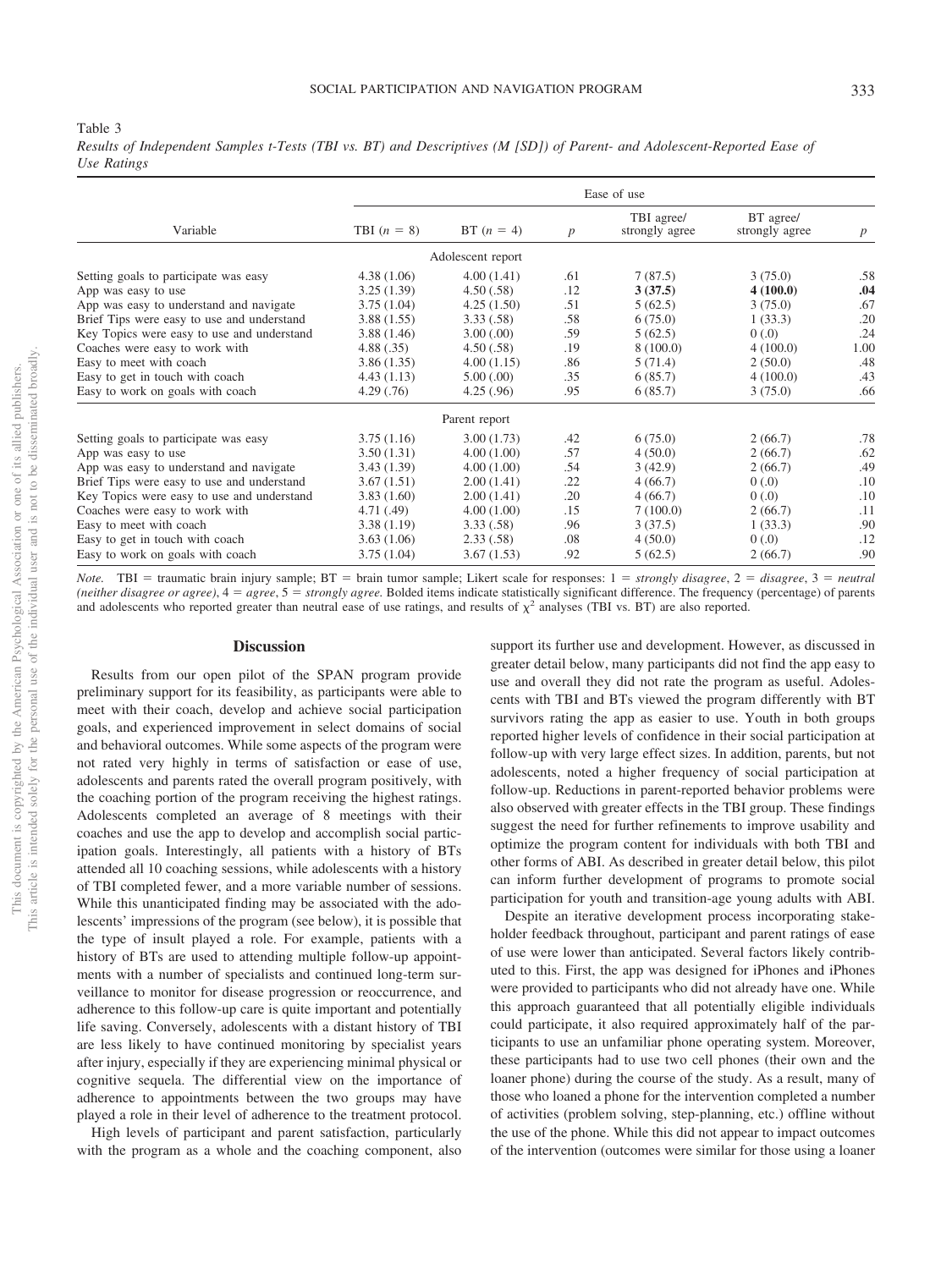Table 3

*Results of Independent Samples t-Tests (TBI vs. BT) and Descriptives (M [SD]) of Parent- and Adolescent-Reported Ease of Use Ratings*

| Variable | Ease of use | | | | | |
|---|---|---|---|---|---|---|
| | TBI ($n$ = 8) | BT ($n$ = 4) | $p$ | TBI agree/ strongly agree | BT agree/ strongly agree | $p$ |
| **Adolescent report** | | | | | | |
| Setting goals to participate was easy | 4.38 (1.06) | 4.00 (1.41) | .61 | 7 (87.5) | 3 (75.0) | .58 |
| App was easy to use | 3.25 (1.39) | 4.50 (.58) | .12 | **3 (37.5)** | **4 (100.0)** | **.04** |
| App was easy to understand and navigate | 3.75 (1.04) | 4.25 (1.50) | .51 | 5 (62.5) | 3 (75.0) | .67 |
| Brief Tips were easy to use and understand | 3.88 (1.55) | 3.33 (.58) | .58 | 6 (75.0) | 1 (33.3) | .20 |
| Key Topics were easy to use and understand | 3.88 (1.46) | 3.00 (.00) | .59 | 5 (62.5) | 0 (.0) | .24 |
| Coaches were easy to work with | 4.88 (.35) | 4.50 (.58) | .19 | 8 (100.0) | 4 (100.0) | 1.00 |
| Easy to meet with coach | 3.86 (1.35) | 4.00 (1.15) | .86 | 5 (71.4) | 2 (50.0) | .48 |
| Easy to get in touch with coach | 4.43 (1.13) | 5.00 (.00) | .35 | 6 (85.7) | 4 (100.0) | .43 |
| Easy to work on goals with coach | 4.29 (.76) | 4.25 (.96) | .95 | 6 (85.7) | 3 (75.0) | .66 |
| **Parent report** | | | | | | |
| Setting goals to participate was easy | 3.75 (1.16) | 3.00 (1.73) | .42 | 6 (75.0) | 2 (66.7) | .78 |
| App was easy to use | 3.50 (1.31) | 4.00 (1.00) | .57 | 4 (50.0) | 2 (66.7) | .62 |
| App was easy to understand and navigate | 3.43 (1.39) | 4.00 (1.00) | .54 | 3 (42.9) | 2 (66.7) | .49 |
| Brief Tips were easy to use and understand | 3.67 (1.51) | 2.00 (1.41) | .22 | 4 (66.7) | 0 (.0) | .10 |
| Key Topics were easy to use and understand | 3.83 (1.60) | 2.00 (1.41) | .20 | 4 (66.7) | 0 (.0) | .10 |
| Coaches were easy to work with | 4.71 (.49) | 4.00 (1.00) | .15 | 7 (100.0) | 2 (66.7) | .11 |
| Easy to meet with coach | 3.38 (1.19) | 3.33 (.58) | .96 | 3 (37.5) | 1 (33.3) | .90 |
| Easy to get in touch with coach | 3.63 (1.06) | 2.33 (.58) | .08 | 4 (50.0) | 0 (.0) | .12 |
| Easy to work on goals with coach | 3.75 (1.04) | 3.67 (1.53) | .92 | 5 (62.5) | 2 (66.7) | .90 |

*Note.* TBI = traumatic brain injury sample; BT = brain tumor sample; Likert scale for responses: 1 = *strongly disagree*, 2 = *disagree*, 3 = *neutral (neither disagree or agree)*, 4 = *agree*, 5 = *strongly agree*. Bolded items indicate statistically significant difference. The frequency (percentage) of parents and adolescents who reported greater than neutral ease of use ratings, and results of $\chi^2$ analyses (TBI vs. BT) are also reported.

## Discussion

Results from our open pilot of the SPAN program provide preliminary support for its feasibility, as participants were able to meet with their coach, develop and achieve social participation goals, and experienced improvement in select domains of social and behavioral outcomes. While some aspects of the program were not rated very highly in terms of satisfaction or ease of use, adolescents and parents rated the overall program positively, with the coaching portion of the program receiving the highest ratings. Adolescents completed an average of 8 meetings with their coaches and use the app to develop and accomplish social participation goals. Interestingly, all patients with a history of BTs attended all 10 coaching sessions, while adolescents with a history of TBI completed fewer, and a more variable number of sessions. While this unanticipated finding may be associated with the adolescents' impressions of the program (see below), it is possible that the type of insult played a role. For example, patients with a history of BTs are used to attending multiple follow-up appointments with a number of specialists and continued long-term surveillance to monitor for disease progression or reoccurrence, and adherence to this follow-up care is quite important and potentially life saving. Conversely, adolescents with a distant history of TBI are less likely to have continued monitoring by specialist years after injury, especially if they are experiencing minimal physical or cognitive sequela. The differential view on the importance of adherence to appointments between the two groups may have played a role in their level of adherence to the treatment protocol.

High levels of participant and parent satisfaction, particularly with the program as a whole and the coaching component, also support its further use and development. However, as discussed in greater detail below, many participants did not find the app easy to use and overall they did not rate the program as useful. Adolescents with TBI and BTs viewed the program differently with BT survivors rating the app as easier to use. Youth in both groups reported higher levels of confidence in their social participation at follow-up with very large effect sizes. In addition, parents, but not adolescents, noted a higher frequency of social participation at follow-up. Reductions in parent-reported behavior problems were also observed with greater effects in the TBI group. These findings suggest the need for further refinements to improve usability and optimize the program content for individuals with both TBI and other forms of ABI. As described in greater detail below, this pilot can inform further development of programs to promote social participation for youth and transition-age young adults with ABI.

Despite an iterative development process incorporating stakeholder feedback throughout, participant and parent ratings of ease of use were lower than anticipated. Several factors likely contributed to this. First, the app was designed for iPhones and iPhones were provided to participants who did not already have one. While this approach guaranteed that all potentially eligible individuals could participate, it also required approximately half of the participants to use an unfamiliar phone operating system. Moreover, these participants had to use two cell phones (their own and the loaner phone) during the course of the study. As a result, many of those who loaned a phone for the intervention completed a number of activities (problem solving, step-planning, etc.) offline without the use of the phone. While this did not appear to impact outcomes of the intervention (outcomes were similar for those using a loaner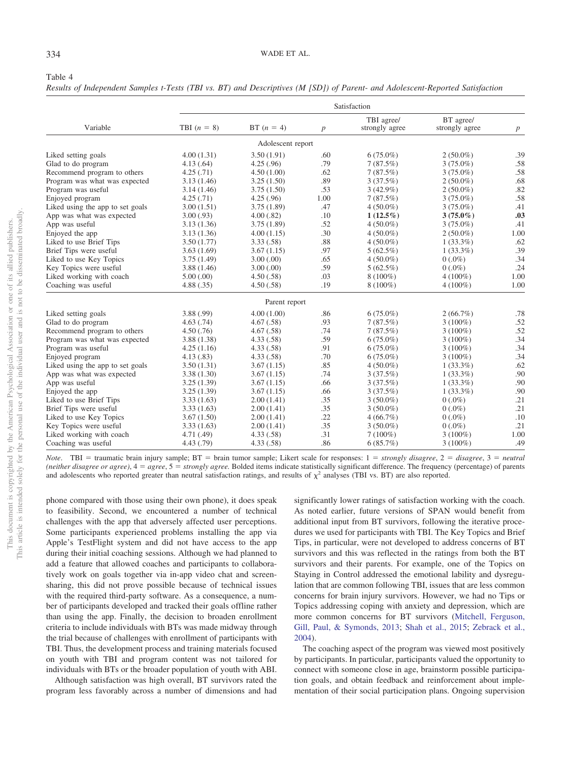Table 4

*Results of Independent Samples t-Tests (TBI vs. BT) and Descriptives (M [SD]) of Parent- and Adolescent-Reported Satisfaction*

| Variable | Satisfaction | | | | | |
|---|---|---|---|---|---|---|
| | TBI ($n$ = 8) | BT ($n$ = 4) | $p$ | TBI agree/ strongly agree | BT agree/ strongly agree | $p$ |
| | | | Adolescent report | | | |
| Liked setting goals | 4.00 (1.31) | 3.50 (1.91) | .60 | 6 (75.0%) | 2 (50.0%) | .39 |
| Glad to do program | 4.13 (.64) | 4.25 (.96) | .79 | 7 (87.5%) | 3 (75.0%) | .58 |
| Recommend program to others | 4.25 (.71) | 4.50 (1.00) | .62 | 7 (87.5%) | 3 (75.0%) | .58 |
| Program was what was expected | 3.13 (1.46) | 3.25 (1.50) | .89 | 3 (37.5%) | 2 (50.0%) | .68 |
| Program was useful | 3.14 (1.46) | 3.75 (1.50) | .53 | 3 (42.9%) | 2 (50.0%) | .82 |
| Enjoyed program | 4.25 (.71) | 4.25 (.96) | 1.00 | 7 (87.5%) | 3 (75.0%) | .58 |
| Liked using the app to set goals | 3.00 (1.51) | 3.75 (1.89) | .47 | 4 (50.0%) | 3 (75.0%) | .41 |
| App was what was expected | 3.00 (.93) | 4.00 (.82) | .10 | **1 (12.5%)** | **3 (75.0%)** | **.03** |
| App was useful | 3.13 (1.36) | 3.75 (1.89) | .52 | 4 (50.0%) | 3 (75.0%) | .41 |
| Enjoyed the app | 3.13 (1.36) | 4.00 (1.15) | .30 | 4 (50.0%) | 2 (50.0%) | 1.00 |
| Liked to use Brief Tips | 3.50 (1.77) | 3.33 (.58) | .88 | 4 (50.0%) | 1 (33.3%) | .62 |
| Brief Tips were useful | 3.63 (1.69) | 3.67 (1.15) | .97 | 5 (62.5%) | 1 (33.3%) | .39 |
| Liked to use Key Topics | 3.75 (1.49) | 3.00 (.00) | .65 | 4 (50.0%) | 0 (.0%) | .34 |
| Key Topics were useful | 3.88 (1.46) | 3.00 (.00) | .59 | 5 (62.5%) | 0 (.0%) | .24 |
| Liked working with coach | 5.00 (.00) | 4.50 (.58) | .03 | 8 (100%) | 4 (100%) | 1.00 |
| Coaching was useful | 4.88 (.35) | 4.50 (.58) | .19 | 8 (100%) | 4 (100%) | 1.00 |
| | | | Parent report | | | |
| Liked setting goals | 3.88 (.99) | 4.00 (1.00) | .86 | 6 (75.0%) | 2 (66.7%) | .78 |
| Glad to do program | 4.63 (.74) | 4.67 (.58) | .93 | 7 (87.5%) | 3 (100%) | .52 |
| Recommend program to others | 4.50 (.76) | 4.67 (.58) | .74 | 7 (87.5%) | 3 (100%) | .52 |
| Program was what was expected | 3.88 (1.38) | 4.33 (.58) | .59 | 6 (75.0%) | 3 (100%) | .34 |
| Program was useful | 4.25 (1.16) | 4.33 (.58) | .91 | 6 (75.0%) | 3 (100%) | .34 |
| Enjoyed program | 4.13 (.83) | 4.33 (.58) | .70 | 6 (75.0%) | 3 (100%) | .34 |
| Liked using the app to set goals | 3.50 (1.31) | 3.67 (1.15) | .85 | 4 (50.0%) | 1 (33.3%) | .62 |
| App was what was expected | 3.38 (1.30) | 3.67 (1.15) | .74 | 3 (37.5%) | 1 (33.3%) | .90 |
| App was useful | 3.25 (1.39) | 3.67 (1.15) | .66 | 3 (37.5%) | 1 (33.3%) | .90 |
| Enjoyed the app | 3.25 (1.39) | 3.67 (1.15) | .66 | 3 (37.5%) | 1 (33.3%) | .90 |
| Liked to use Brief Tips | 3.33 (1.63) | 2.00 (1.41) | .35 | 3 (50.0%) | 0 (.0%) | .21 |
| Brief Tips were useful | 3.33 (1.63) | 2.00 (1.41) | .35 | 3 (50.0%) | 0 (.0%) | .21 |
| Liked to use Key Topics | 3.67 (1.50) | 2.00 (1.41) | .22 | 4 (66.7%) | 0 (.0%) | .10 |
| Key Topics were useful | 3.33 (1.63) | 2.00 (1.41) | .35 | 3 (50.0%) | 0 (.0%) | .21 |
| Liked working with coach | 4.71 (.49) | 4.33 (.58) | .31 | 7 (100%) | 3 (100%) | 1.00 |
| Coaching was useful | 4.43 (.79) | 4.33 (.58) | .86 | 6 (85.7%) | 3 (100%) | .49 |

*Note*. TBI = traumatic brain injury sample; BT = brain tumor sample; Likert scale for responses: 1 = *strongly disagree*, 2 = *disagree*, 3 = *neutral (neither disagree or agree)*, 4 = *agree*, 5 = *strongly agree*. Bolded items indicate statistically significant difference. The frequency (percentage) of parents and adolescents who reported greater than neutral satisfaction ratings, and results of $\chi^2$ analyses (TBI vs. BT) are also reported.

phone compared with those using their own phone), it does speak to feasibility. Second, we encountered a number of technical challenges with the app that adversely affected user perceptions. Some participants experienced problems installing the app via Apple's TestFlight system and did not have access to the app during their initial coaching sessions. Although we had planned to add a feature that allowed coaches and participants to collaboratively work on goals together via in-app video chat and screen-sharing, this did not prove possible because of technical issues with the required third-party software. As a consequence, a number of participants developed and tracked their goals offline rather than using the app. Finally, the decision to broaden enrollment criteria to include individuals with BTs was made midway through the trial because of challenges with enrollment of participants with TBI. Thus, the development process and training materials focused on youth with TBI and program content was not tailored for individuals with BTs or the broader population of youth with ABI.

Although satisfaction was high overall, BT survivors rated the program less favorably across a number of dimensions and had significantly lower ratings of satisfaction working with the coach. As noted earlier, future versions of SPAN would benefit from additional input from BT survivors, following the iterative procedures we used for participants with TBI. The Key Topics and Brief Tips, in particular, were not developed to address concerns of BT survivors and this was reflected in the ratings from both the BT survivors and their parents. For example, one of the Topics on Staying in Control addressed the emotional lability and dysregulation that are common following TBI, issues that are less common concerns for brain injury survivors. However, we had no Tips or Topics addressing coping with anxiety and depression, which are more common concerns for BT survivors (Mitchell, Ferguson, Gill, Paul, & Symonds, 2013; Shah et al., 2015; Zebrack et al., 2004).

The coaching aspect of the program was viewed most positively by participants. In particular, participants valued the opportunity to connect with someone close in age, brainstorm possible participation goals, and obtain feedback and reinforcement about implementation of their social participation plans. Ongoing supervision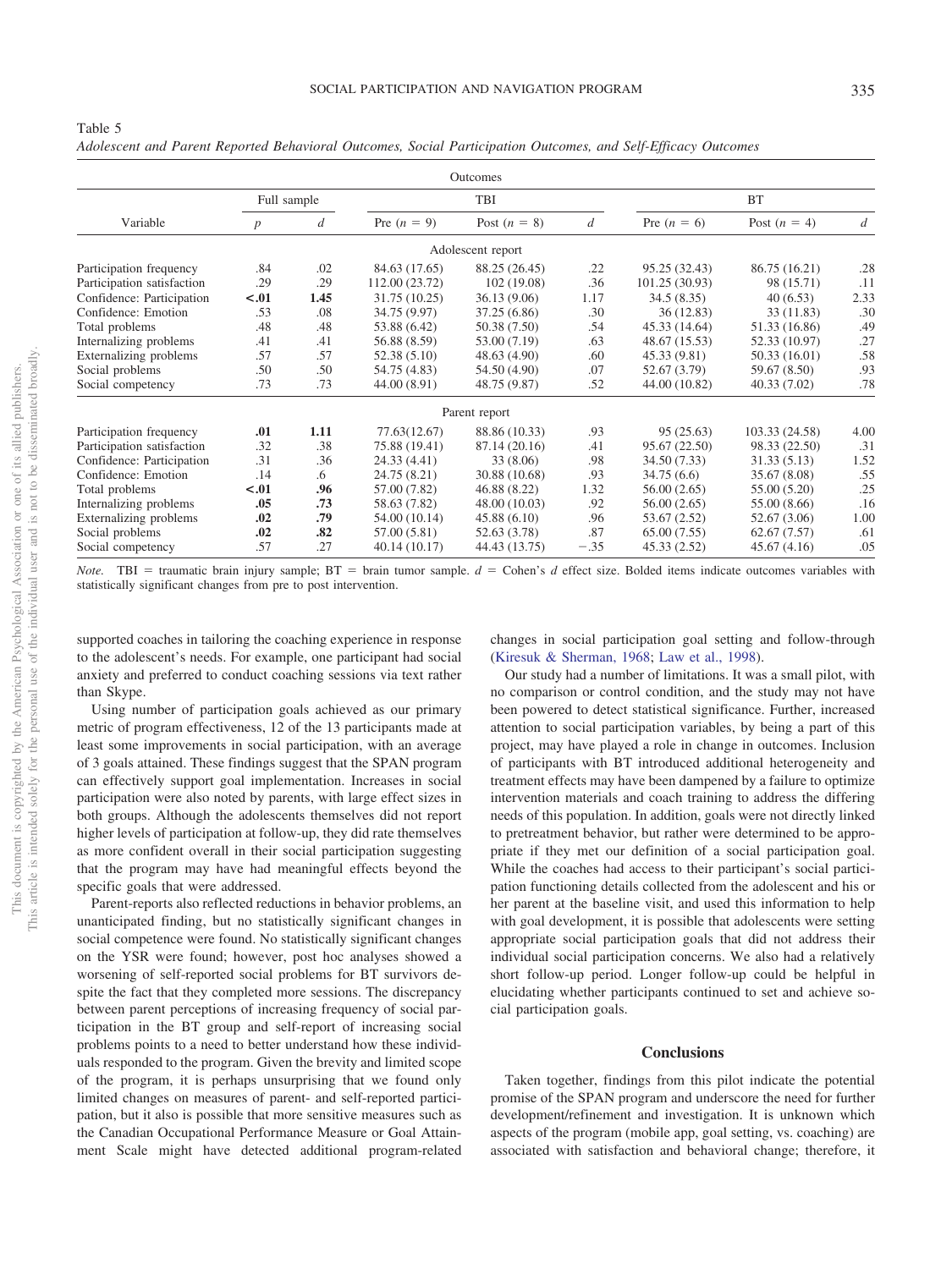Table 5
*Adolescent and Parent Reported Behavioral Outcomes, Social Participation Outcomes, and Self-Efficacy Outcomes*

| Variable | Full sample | | TBI | | | BT | | |
|---|---|---|---|---|---|---|---|---|
| | *p* | *d* | Pre ($n = 9$) | Post ($n = 8$) | *d* | Pre ($n = 6$) | Post ($n = 4$) | *d* |
| **Adolescent report** | | | | | | | | |
| Participation frequency | .84 | .02 | 84.63 (17.65) | 88.25 (26.45) | .22 | 95.25 (32.43) | 86.75 (16.21) | .28 |
| Participation satisfaction | .29 | .29 | 112.00 (23.72) | 102 (19.08) | .36 | 101.25 (30.93) | 98 (15.71) | .11 |
| Confidence: Participation | **<.01** | **1.45** | 31.75 (10.25) | 36.13 (9.06) | 1.17 | 34.5 (8.35) | 40 (6.53) | 2.33 |
| Confidence: Emotion | .53 | .08 | 34.75 (9.97) | 37.25 (6.86) | .30 | 36 (12.83) | 33 (11.83) | .30 |
| Total problems | .48 | .48 | 53.88 (6.42) | 50.38 (7.50) | .54 | 45.33 (14.64) | 51.33 (16.86) | .49 |
| Internalizing problems | .41 | .41 | 56.88 (8.59) | 53.00 (7.19) | .63 | 48.67 (15.53) | 52.33 (10.97) | .27 |
| Externalizing problems | .57 | .57 | 52.38 (5.10) | 48.63 (4.90) | .60 | 45.33 (9.81) | 50.33 (16.01) | .58 |
| Social problems | .50 | .50 | 54.75 (4.83) | 54.50 (4.90) | .07 | 52.67 (3.79) | 59.67 (8.50) | .93 |
| Social competency | .73 | .73 | 44.00 (8.91) | 48.75 (9.87) | .52 | 44.00 (10.82) | 40.33 (7.02) | .78 |
| **Parent report** | | | | | | | | |
| Participation frequency | **.01** | **1.11** | 77.63(12.67) | 88.86 (10.33) | .93 | 95 (25.63) | 103.33 (24.58) | 4.00 |
| Participation satisfaction | .32 | .38 | 75.88 (19.41) | 87.14 (20.16) | .41 | 95.67 (22.50) | 98.33 (22.50) | .31 |
| Confidence: Participation | .31 | .36 | 24.33 (4.41) | 33 (8.06) | .98 | 34.50 (7.33) | 31.33 (5.13) | 1.52 |
| Confidence: Emotion | .14 | .6 | 24.75 (8.21) | 30.88 (10.68) | .93 | 34.75 (6.6) | 35.67 (8.08) | .55 |
| Total problems | **<.01** | **.96** | 57.00 (7.82) | 46.88 (8.22) | 1.32 | 56.00 (2.65) | 55.00 (5.20) | .25 |
| Internalizing problems | **.05** | **.73** | 58.63 (7.82) | 48.00 (10.03) | .92 | 56.00 (2.65) | 55.00 (8.66) | .16 |
| Externalizing problems | **.02** | **.79** | 54.00 (10.14) | 45.88 (6.10) | .96 | 53.67 (2.52) | 52.67 (3.06) | 1.00 |
| Social problems | **.02** | **.82** | 57.00 (5.81) | 52.63 (3.78) | .87 | 65.00 (7.55) | 62.67 (7.57) | .61 |
| Social competency | .57 | .27 | 40.14 (10.17) | 44.43 (13.75) | −.35 | 45.33 (2.52) | 45.67 (4.16) | .05 |

*Note.* TBI = traumatic brain injury sample; BT = brain tumor sample. *d* = Cohen's *d* effect size. Bolded items indicate outcomes variables with statistically significant changes from pre to post intervention.

supported coaches in tailoring the coaching experience in response to the adolescent's needs. For example, one participant had social anxiety and preferred to conduct coaching sessions via text rather than Skype.

Using number of participation goals achieved as our primary metric of program effectiveness, 12 of the 13 participants made at least some improvements in social participation, with an average of 3 goals attained. These findings suggest that the SPAN program can effectively support goal implementation. Increases in social participation were also noted by parents, with large effect sizes in both groups. Although the adolescents themselves did not report higher levels of participation at follow-up, they did rate themselves as more confident overall in their social participation suggesting that the program may have had meaningful effects beyond the specific goals that were addressed.

Parent-reports also reflected reductions in behavior problems, an unanticipated finding, but no statistically significant changes in social competence were found. No statistically significant changes on the YSR were found; however, post hoc analyses showed a worsening of self-reported social problems for BT survivors despite the fact that they completed more sessions. The discrepancy between parent perceptions of increasing frequency of social participation in the BT group and self-report of increasing social problems points to a need to better understand how these individuals responded to the program. Given the brevity and limited scope of the program, it is perhaps unsurprising that we found only limited changes on measures of parent- and self-reported participation, but it also is possible that more sensitive measures such as the Canadian Occupational Performance Measure or Goal Attainment Scale might have detected additional program-related changes in social participation goal setting and follow-through (Kiresuk & Sherman, 1968; Law et al., 1998).

Our study had a number of limitations. It was a small pilot, with no comparison or control condition, and the study may not have been powered to detect statistical significance. Further, increased attention to social participation variables, by being a part of this project, may have played a role in change in outcomes. Inclusion of participants with BT introduced additional heterogeneity and treatment effects may have been dampened by a failure to optimize intervention materials and coach training to address the differing needs of this population. In addition, goals were not directly linked to pretreatment behavior, but rather were determined to be appropriate if they met our definition of a social participation goal. While the coaches had access to their participant's social participation functioning details collected from the adolescent and his or her parent at the baseline visit, and used this information to help with goal development, it is possible that adolescents were setting appropriate social participation goals that did not address their individual social participation concerns. We also had a relatively short follow-up period. Longer follow-up could be helpful in elucidating whether participants continued to set and achieve social participation goals.

## Conclusions

Taken together, findings from this pilot indicate the potential promise of the SPAN program and underscore the need for further development/refinement and investigation. It is unknown which aspects of the program (mobile app, goal setting, vs. coaching) are associated with satisfaction and behavioral change; therefore, it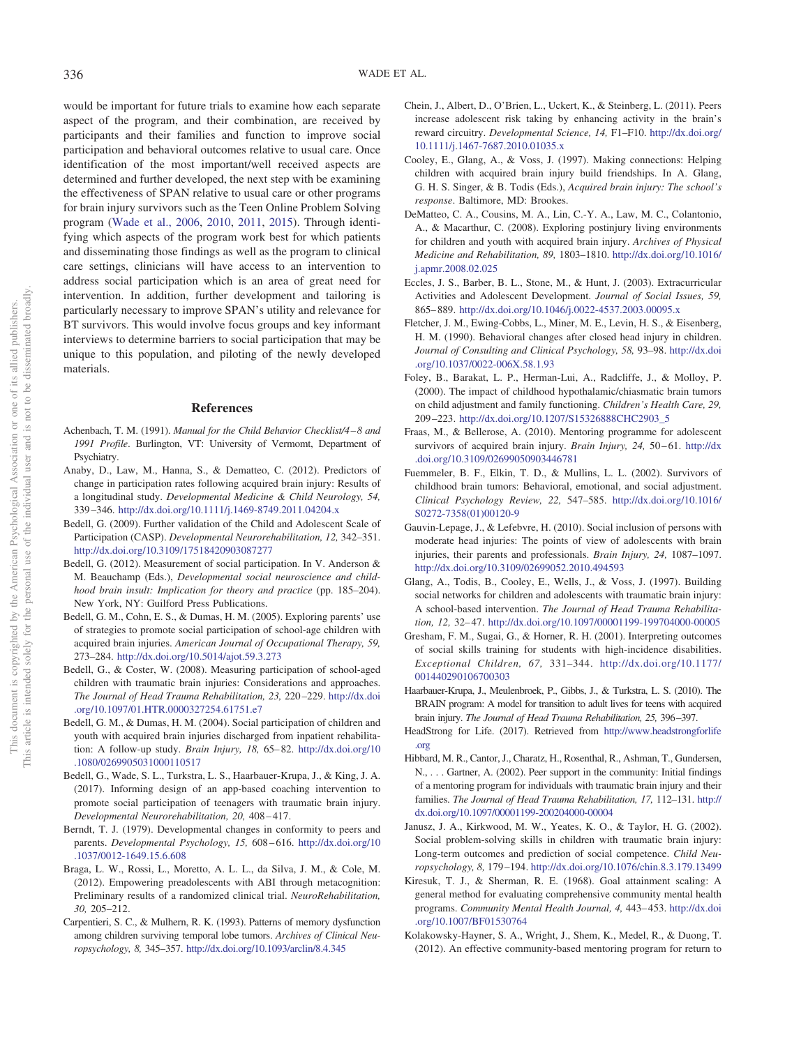would be important for future trials to examine how each separate aspect of the program, and their combination, are received by participants and their families and function to improve social participation and behavioral outcomes relative to usual care. Once identification of the most important/well received aspects are determined and further developed, the next step with be examining the effectiveness of SPAN relative to usual care or other programs for brain injury survivors such as the Teen Online Problem Solving program (Wade et al., 2006, 2010, 2011, 2015). Through identifying which aspects of the program work best for which patients and disseminating those findings as well as the program to clinical care settings, clinicians will have access to an intervention to address social participation which is an area of great need for intervention. In addition, further development and tailoring is particularly necessary to improve SPAN's utility and relevance for BT survivors. This would involve focus groups and key informant interviews to determine barriers to social participation that may be unique to this population, and piloting of the newly developed materials.

## References

Achenbach, T. M. (1991). *Manual for the Child Behavior Checklist/4–8 and 1991 Profile*. Burlington, VT: University of Vermomt, Department of Psychiatry.

Anaby, D., Law, M., Hanna, S., & Dematteo, C. (2012). Predictors of change in participation rates following acquired brain injury: Results of a longitudinal study. *Developmental Medicine & Child Neurology, 54,* 339–346. http://dx.doi.org/10.1111/j.1469-8749.2011.04204.x

Bedell, G. (2009). Further validation of the Child and Adolescent Scale of Participation (CASP). *Developmental Neurorehabilitation, 12,* 342–351. http://dx.doi.org/10.3109/17518420903087277

Bedell, G. (2012). Measurement of social participation. In V. Anderson & M. Beauchamp (Eds.), *Developmental social neuroscience and childhood brain insult: Implication for theory and practice* (pp. 185–204). New York, NY: Guilford Press Publications.

Bedell, G. M., Cohn, E. S., & Dumas, H. M. (2005). Exploring parents' use of strategies to promote social participation of school-age children with acquired brain injuries. *American Journal of Occupational Therapy, 59,* 273–284. http://dx.doi.org/10.5014/ajot.59.3.273

Bedell, G., & Coster, W. (2008). Measuring participation of school-aged children with traumatic brain injuries: Considerations and approaches. *The Journal of Head Trauma Rehabilitation, 23,* 220–229. http://dx.doi.org/10.1097/01.HTR.0000327254.61751.e7

Bedell, G. M., & Dumas, H. M. (2004). Social participation of children and youth with acquired brain injuries discharged from inpatient rehabilitation: A follow-up study. *Brain Injury, 18,* 65–82. http://dx.doi.org/10.1080/0269905031000110517

Bedell, G., Wade, S. L., Turkstra, L. S., Haarbauer-Krupa, J., & King, J. A. (2017). Informing design of an app-based coaching intervention to promote social participation of teenagers with traumatic brain injury. *Developmental Neurorehabilitation, 20,* 408–417.

Berndt, T. J. (1979). Developmental changes in conformity to peers and parents. *Developmental Psychology, 15,* 608–616. http://dx.doi.org/10.1037/0012-1649.15.6.608

Braga, L. W., Rossi, L., Moretto, A. L. L., da Silva, J. M., & Cole, M. (2012). Empowering preadolescents with ABI through metacognition: Preliminary results of a randomized clinical trial. *NeuroRehabilitation, 30,* 205–212.

Carpentieri, S. C., & Mulhern, R. K. (1993). Patterns of memory dysfunction among children surviving temporal lobe tumors. *Archives of Clinical Neuropsychology, 8,* 345–357. http://dx.doi.org/10.1093/arclin/8.4.345

Chein, J., Albert, D., O'Brien, L., Uckert, K., & Steinberg, L. (2011). Peers increase adolescent risk taking by enhancing activity in the brain's reward circuitry. *Developmental Science, 14,* F1–F10. http://dx.doi.org/10.1111/j.1467-7687.2010.01035.x

Cooley, E., Glang, A., & Voss, J. (1997). Making connections: Helping children with acquired brain injury build friendships. In A. Glang, G. H. S. Singer, & B. Todis (Eds.), *Acquired brain injury: The school's response*. Baltimore, MD: Brookes.

DeMatteo, C. A., Cousins, M. A., Lin, C.-Y. A., Law, M. C., Colantonio, A., & Macarthur, C. (2008). Exploring postinjury living environments for children and youth with acquired brain injury. *Archives of Physical Medicine and Rehabilitation, 89,* 1803–1810. http://dx.doi.org/10.1016/j.apmr.2008.02.025

Eccles, J. S., Barber, B. L., Stone, M., & Hunt, J. (2003). Extracurricular Activities and Adolescent Development. *Journal of Social Issues, 59,* 865–889. http://dx.doi.org/10.1046/j.0022-4537.2003.00095.x

Fletcher, J. M., Ewing-Cobbs, L., Miner, M. E., Levin, H. S., & Eisenberg, H. M. (1990). Behavioral changes after closed head injury in children. *Journal of Consulting and Clinical Psychology, 58,* 93–98. http://dx.doi.org/10.1037/0022-006X.58.1.93

Foley, B., Barakat, L. P., Herman-Lui, A., Radcliffe, J., & Molloy, P. (2000). The impact of childhood hypothalamic/chiasmatic brain tumors on child adjustment and family functioning. *Children's Health Care, 29,* 209–223. http://dx.doi.org/10.1207/S15326888CHC2903_5

Fraas, M., & Bellerose, A. (2010). Mentoring programme for adolescent survivors of acquired brain injury. *Brain Injury, 24,* 50–61. http://dx.doi.org/10.3109/02699050903446781

Fuemmeler, B. F., Elkin, T. D., & Mullins, L. L. (2002). Survivors of childhood brain tumors: Behavioral, emotional, and social adjustment. *Clinical Psychology Review, 22,* 547–585. http://dx.doi.org/10.1016/S0272-7358(01)00120-9

Gauvin-Lepage, J., & Lefebvre, H. (2010). Social inclusion of persons with moderate head injuries: The points of view of adolescents with brain injuries, their parents and professionals. *Brain Injury, 24,* 1087–1097. http://dx.doi.org/10.3109/02699052.2010.494593

Glang, A., Todis, B., Cooley, E., Wells, J., & Voss, J. (1997). Building social networks for children and adolescents with traumatic brain injury: A school-based intervention. *The Journal of Head Trauma Rehabilitation, 12,* 32–47. http://dx.doi.org/10.1097/00001199-199704000-00005

Gresham, F. M., Sugai, G., & Horner, R. H. (2001). Interpreting outcomes of social skills training for students with high-incidence disabilities. *Exceptional Children, 67,* 331–344. http://dx.doi.org/10.1177/001440290106700303

Haarbauer-Krupa, J., Meulenbroek, P., Gibbs, J., & Turkstra, L. S. (2010). The BRAIN program: A model for transition to adult lives for teens with acquired brain injury. *The Journal of Head Trauma Rehabilitation, 25,* 396–397.

HeadStrong for Life. (2017). Retrieved from http://www.headstrongforlife.org

Hibbard, M. R., Cantor, J., Charatz, H., Rosenthal, R., Ashman, T., Gundersen, N., . . . Gartner, A. (2002). Peer support in the community: Initial findings of a mentoring program for individuals with traumatic brain injury and their families. *The Journal of Head Trauma Rehabilitation, 17,* 112–131. http://dx.doi.org/10.1097/00001199-200204000-00004

Janusz, J. A., Kirkwood, M. W., Yeates, K. O., & Taylor, H. G. (2002). Social problem-solving skills in children with traumatic brain injury: Long-term outcomes and prediction of social competence. *Child Neuropsychology, 8,* 179–194. http://dx.doi.org/10.1076/chin.8.3.179.13499

Kiresuk, T. J., & Sherman, R. E. (1968). Goal attainment scaling: A general method for evaluating comprehensive community mental health programs. *Community Mental Health Journal, 4,* 443–453. http://dx.doi.org/10.1007/BF01530764

Kolakowsky-Hayner, S. A., Wright, J., Shem, K., Medel, R., & Duong, T. (2012). An effective community-based mentoring program for return to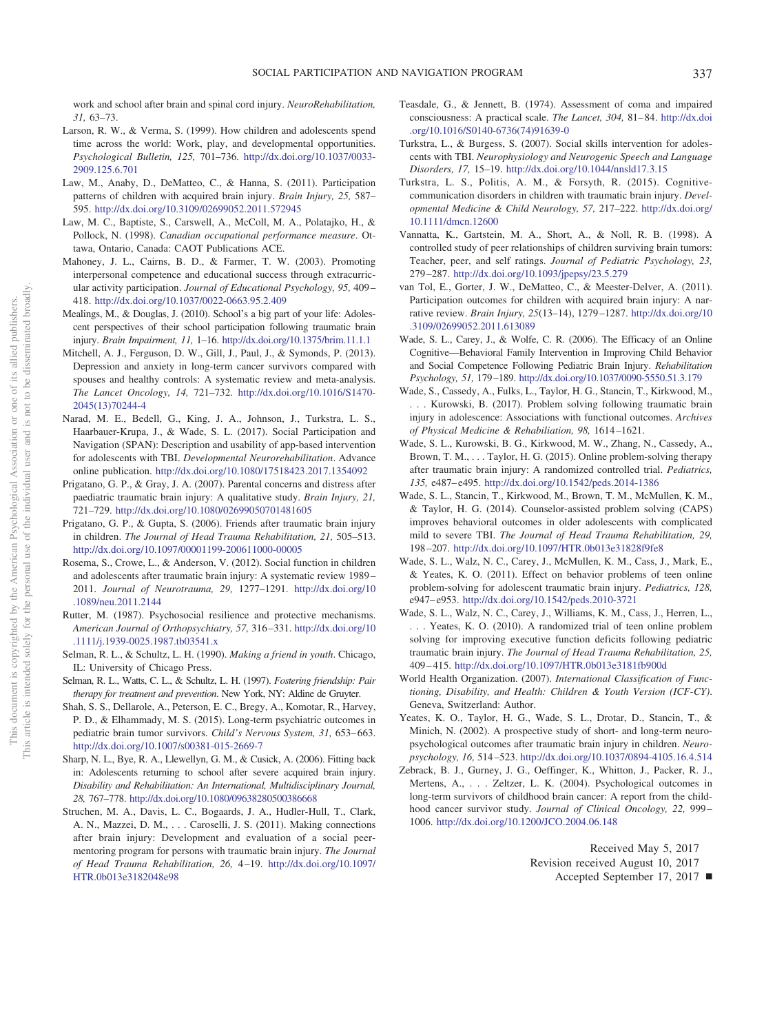work and school after brain and spinal cord injury. *NeuroRehabilitation, 31,* 63–73.

Larson, R. W., & Verma, S. (1999). How children and adolescents spend time across the world: Work, play, and developmental opportunities. *Psychological Bulletin, 125,* 701–736. http://dx.doi.org/10.1037/0033-2909.125.6.701

Law, M., Anaby, D., DeMatteo, C., & Hanna, S. (2011). Participation patterns of children with acquired brain injury. *Brain Injury, 25,* 587–595. http://dx.doi.org/10.3109/02699052.2011.572945

Law, M. C., Baptiste, S., Carswell, A., McColl, M. A., Polatajko, H., & Pollock, N. (1998). *Canadian occupational performance measure*. Ottawa, Ontario, Canada: CAOT Publications ACE.

Mahoney, J. L., Cairns, B. D., & Farmer, T. W. (2003). Promoting interpersonal competence and educational success through extracurricular activity participation. *Journal of Educational Psychology, 95,* 409–418. http://dx.doi.org/10.1037/0022-0663.95.2.409

Mealings, M., & Douglas, J. (2010). School's a big part of your life: Adolescent perspectives of their school participation following traumatic brain injury. *Brain Impairment, 11,* 1–16. http://dx.doi.org/10.1375/brim.11.1.1

Mitchell, A. J., Ferguson, D. W., Gill, J., Paul, J., & Symonds, P. (2013). Depression and anxiety in long-term cancer survivors compared with spouses and healthy controls: A systematic review and meta-analysis. *The Lancet Oncology, 14,* 721–732. http://dx.doi.org/10.1016/S1470-2045(13)70244-4

Narad, M. E., Bedell, G., King, J. A., Johnson, J., Turkstra, L. S., Haarbauer-Krupa, J., & Wade, S. L. (2017). Social Participation and Navigation (SPAN): Description and usability of app-based intervention for adolescents with TBI. *Developmental Neurorehabilitation*. Advance online publication. http://dx.doi.org/10.1080/17518423.2017.1354092

Prigatano, G. P., & Gray, J. A. (2007). Parental concerns and distress after paediatric traumatic brain injury: A qualitative study. *Brain Injury, 21,* 721–729. http://dx.doi.org/10.1080/02699050701481605

Prigatano, G. P., & Gupta, S. (2006). Friends after traumatic brain injury in children. *The Journal of Head Trauma Rehabilitation, 21,* 505–513. http://dx.doi.org/10.1097/00001199-200611000-00005

Rosema, S., Crowe, L., & Anderson, V. (2012). Social function in children and adolescents after traumatic brain injury: A systematic review 1989–2011. *Journal of Neurotrauma, 29,* 1277–1291. http://dx.doi.org/10.1089/neu.2011.2144

Rutter, M. (1987). Psychosocial resilience and protective mechanisms. *American Journal of Orthopsychiatry, 57,* 316–331. http://dx.doi.org/10.1111/j.1939-0025.1987.tb03541.x

Selman, R. L., & Schultz, L. H. (1990). *Making a friend in youth*. Chicago, IL: University of Chicago Press.

Selman, R. L., Watts, C. L., & Schultz, L. H. (1997). *Fostering friendship: Pair therapy for treatment and prevention*. New York, NY: Aldine de Gruyter.

Shah, S. S., Dellarole, A., Peterson, E. C., Bregy, A., Komotar, R., Harvey, P. D., & Elhammady, M. S. (2015). Long-term psychiatric outcomes in pediatric brain tumor survivors. *Child's Nervous System, 31,* 653–663. http://dx.doi.org/10.1007/s00381-015-2669-7

Sharp, N. L., Bye, R. A., Llewellyn, G. M., & Cusick, A. (2006). Fitting back in: Adolescents returning to school after severe acquired brain injury. *Disability and Rehabilitation: An International, Multidisciplinary Journal, 28,* 767–778. http://dx.doi.org/10.1080/09638280500386668

Struchen, M. A., Davis, L. C., Bogaards, J. A., Hudler-Hull, T., Clark, A. N., Mazzei, D. M., . . . Caroselli, J. S. (2011). Making connections after brain injury: Development and evaluation of a social peer-mentoring program for persons with traumatic brain injury. *The Journal of Head Trauma Rehabilitation, 26,* 4–19. http://dx.doi.org/10.1097/HTR.0b013e3182048e98

Teasdale, G., & Jennett, B. (1974). Assessment of coma and impaired consciousness: A practical scale. *The Lancet, 304,* 81–84. http://dx.doi.org/10.1016/S0140-6736(74)91639-0

Turkstra, L., & Burgess, S. (2007). Social skills intervention for adolescents with TBI. *Neurophysiology and Neurogenic Speech and Language Disorders, 17,* 15–19. http://dx.doi.org/10.1044/nnsld17.3.15

Turkstra, L. S., Politis, A. M., & Forsyth, R. (2015). Cognitive-communication disorders in children with traumatic brain injury. *Developmental Medicine & Child Neurology, 57,* 217–222. http://dx.doi.org/10.1111/dmcn.12600

Vannatta, K., Gartstein, M. A., Short, A., & Noll, R. B. (1998). A controlled study of peer relationships of children surviving brain tumors: Teacher, peer, and self ratings. *Journal of Pediatric Psychology, 23,* 279–287. http://dx.doi.org/10.1093/jpepsy/23.5.279

van Tol, E., Gorter, J. W., DeMatteo, C., & Meester-Delver, A. (2011). Participation outcomes for children with acquired brain injury: A narrative review. *Brain Injury, 25*(13–14), 1279–1287. http://dx.doi.org/10.3109/02699052.2011.613089

Wade, S. L., Carey, J., & Wolfe, C. R. (2006). The Efficacy of an Online Cognitive—Behavioral Family Intervention in Improving Child Behavior and Social Competence Following Pediatric Brain Injury. *Rehabilitation Psychology, 51,* 179–189. http://dx.doi.org/10.1037/0090-5550.51.3.179

Wade, S., Cassedy, A., Fulks, L., Taylor, H. G., Stancin, T., Kirkwood, M., . . . Kurowski, B. (2017). Problem solving following traumatic brain injury in adolescence: Associations with functional outcomes. *Archives of Physical Medicine & Rehabiliation, 98,* 1614–1621.

Wade, S. L., Kurowski, B. G., Kirkwood, M. W., Zhang, N., Cassedy, A., Brown, T. M., . . . Taylor, H. G. (2015). Online problem-solving therapy after traumatic brain injury: A randomized controlled trial. *Pediatrics, 135,* e487–e495. http://dx.doi.org/10.1542/peds.2014-1386

Wade, S. L., Stancin, T., Kirkwood, M., Brown, T. M., McMullen, K. M., & Taylor, H. G. (2014). Counselor-assisted problem solving (CAPS) improves behavioral outcomes in older adolescents with complicated mild to severe TBI. *The Journal of Head Trauma Rehabilitation, 29,* 198–207. http://dx.doi.org/10.1097/HTR.0b013e31828f9fe8

Wade, S. L., Walz, N. C., Carey, J., McMullen, K. M., Cass, J., Mark, E., & Yeates, K. O. (2011). Effect on behavior problems of teen online problem-solving for adolescent traumatic brain injury. *Pediatrics, 128,* e947–e953. http://dx.doi.org/10.1542/peds.2010-3721

Wade, S. L., Walz, N. C., Carey, J., Williams, K. M., Cass, J., Herren, L., . . . Yeates, K. O. (2010). A randomized trial of teen online problem solving for improving executive function deficits following pediatric traumatic brain injury. *The Journal of Head Trauma Rehabilitation, 25,* 409–415. http://dx.doi.org/10.1097/HTR.0b013e3181fb900d

World Health Organization. (2007). *International Classification of Functioning, Disability, and Health: Children & Youth Version (ICF-CY)*. Geneva, Switzerland: Author.

Yeates, K. O., Taylor, H. G., Wade, S. L., Drotar, D., Stancin, T., & Minich, N. (2002). A prospective study of short- and long-term neuropsychological outcomes after traumatic brain injury in children. *Neuropsychology, 16,* 514–523. http://dx.doi.org/10.1037/0894-4105.16.4.514

Zebrack, B. J., Gurney, J. G., Oeffinger, K., Whitton, J., Packer, R. J., Mertens, A., . . . Zeltzer, L. K. (2004). Psychological outcomes in long-term survivors of childhood brain cancer: A report from the childhood cancer survivor study. *Journal of Clinical Oncology, 22,* 999–1006. http://dx.doi.org/10.1200/JCO.2004.06.148

Received May 5, 2017
Revision received August 10, 2017
Accepted September 17, 2017 ■